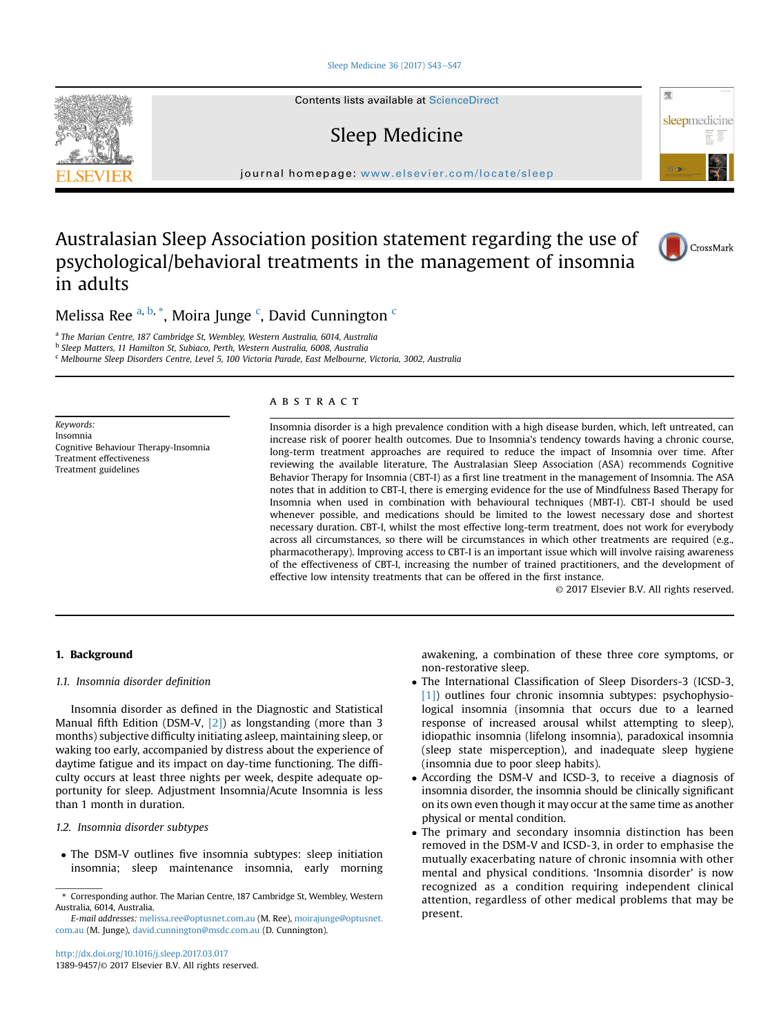# Australasian Sleep Association position statement regarding the use of psychological/behavioral treatments in the management of insomnia in adults

Melissa Ree [a, b, *], Moira Junge [c], David Cunnington [c]

[a] The Marian Centre, 187 Cambridge St, Wembley, Western Australia, 6014, Australia
[b] Sleep Matters, 11 Hamilton St, Subiaco, Perth, Western Australia, 6008, Australia
[c] Melbourne Sleep Disorders Centre, Level 5, 100 Victoria Parade, East Melbourne, Victoria, 3002, Australia

*Keywords:*
Insomnia
Cognitive Behaviour Therapy-Insomnia
Treatment effectiveness
Treatment guidelines

## ABSTRACT

Insomnia disorder is a high prevalence condition with a high disease burden, which, left untreated, can increase risk of poorer health outcomes. Due to Insomnia's tendency towards having a chronic course, long-term treatment approaches are required to reduce the impact of Insomnia over time. After reviewing the available literature, The Australasian Sleep Association (ASA) recommends Cognitive Behavior Therapy for Insomnia (CBT-I) as a first line treatment in the management of Insomnia. The ASA notes that in addition to CBT-I, there is emerging evidence for the use of Mindfulness Based Therapy for Insomnia when used in combination with behavioural techniques (MBT-I). CBT-I should be used whenever possible, and medications should be limited to the lowest necessary dose and shortest necessary duration. CBT-I, whilst the most effective long-term treatment, does not work for everybody across all circumstances, so there will be circumstances in which other treatments are required (e.g., pharmacotherapy). Improving access to CBT-I is an important issue which will involve raising awareness of the effectiveness of CBT-I, increasing the number of trained practitioners, and the development of effective low intensity treatments that can be offered in the first instance.

© 2017 Elsevier B.V. All rights reserved.

## 1. Background

### 1.1. Insomnia disorder definition

Insomnia disorder as defined in the Diagnostic and Statistical Manual fifth Edition (DSM-V, [2]) as longstanding (more than 3 months) subjective difficulty initiating asleep, maintaining sleep, or waking too early, accompanied by distress about the experience of daytime fatigue and its impact on day-time functioning. The difficulty occurs at least three nights per week, despite adequate opportunity for sleep. Adjustment Insomnia/Acute Insomnia is less than 1 month in duration.

### 1.2. Insomnia disorder subtypes

- The DSM-V outlines five insomnia subtypes: sleep initiation insomnia; sleep maintenance insomnia, early morning awakening, a combination of these three core symptoms, or non-restorative sleep.
- The International Classification of Sleep Disorders-3 (ICSD-3, [1]) outlines four chronic insomnia subtypes: psychophysiological insomnia (insomnia that occurs due to a learned response of increased arousal whilst attempting to sleep), idiopathic insomnia (lifelong insomnia), paradoxical insomnia (sleep state misperception), and inadequate sleep hygiene (insomnia due to poor sleep habits).
- According the DSM-V and ICSD-3, to receive a diagnosis of insomnia disorder, the insomnia should be clinically significant on its own even though it may occur at the same time as another physical or mental condition.
- The primary and secondary insomnia distinction has been removed in the DSM-V and ICSD-3, in order to emphasise the mutually exacerbating nature of chronic insomnia with other mental and physical conditions. 'Insomnia disorder' is now recognized as a condition requiring independent clinical attention, regardless of other medical problems that may be present.

\* Corresponding author. The Marian Centre, 187 Cambridge St, Wembley, Western Australia, 6014, Australia.
*E-mail addresses:* melissa.ree@optusnet.com.au (M. Ree), moirajunge@optusnet.com.au (M. Junge), david.cunnington@msdc.com.au (D. Cunnington).

http://dx.doi.org/10.1016/j.sleep.2017.03.017
1389-9457/© 2017 Elsevier B.V. All rights reserved.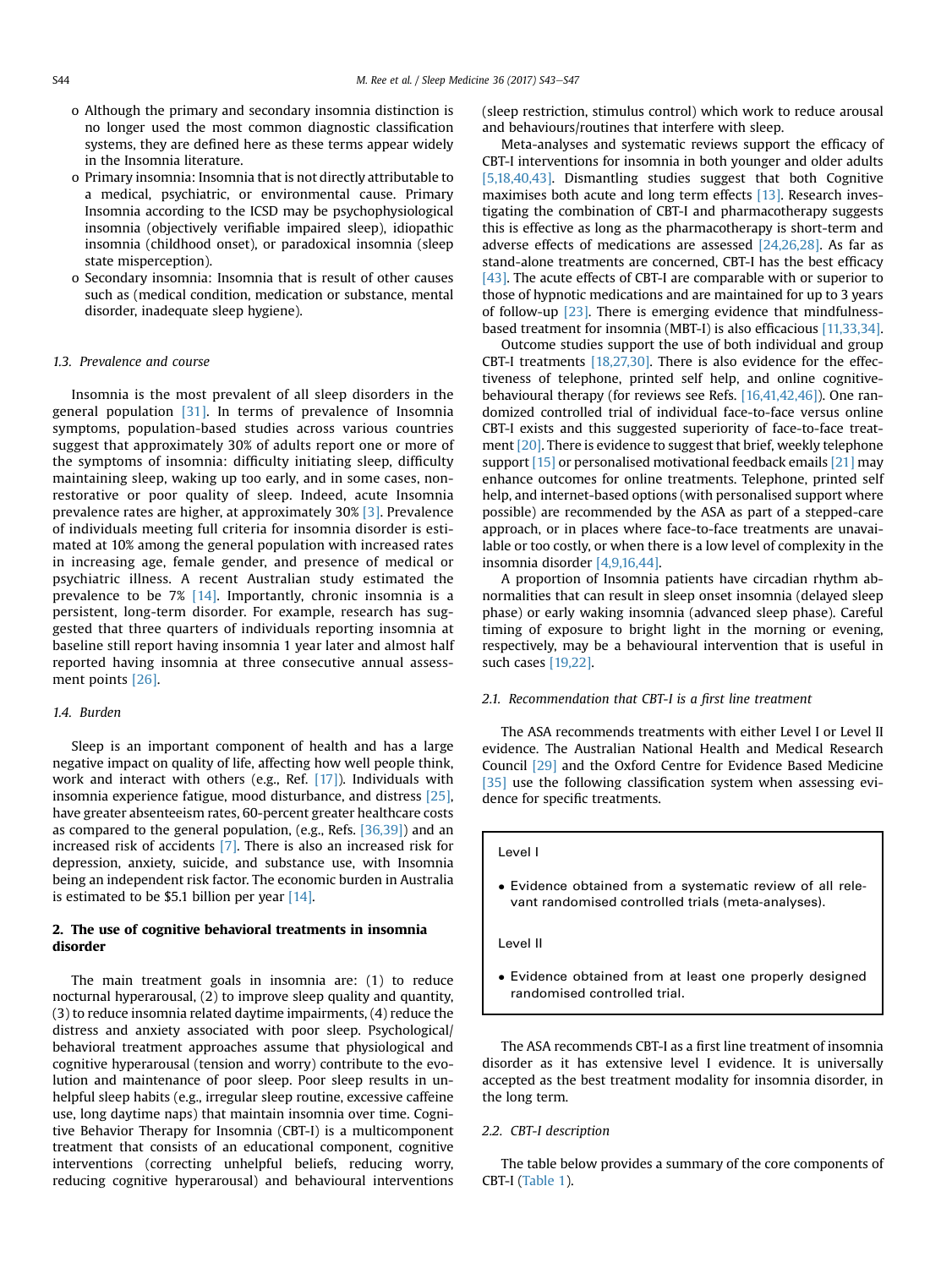- o Although the primary and secondary insomnia distinction is no longer used the most common diagnostic classification systems, they are defined here as these terms appear widely in the Insomnia literature.
- o Primary insomnia: Insomnia that is not directly attributable to a medical, psychiatric, or environmental cause. Primary Insomnia according to the ICSD may be psychophysiological insomnia (objectively verifiable impaired sleep), idiopathic insomnia (childhood onset), or paradoxical insomnia (sleep state misperception).
- o Secondary insomnia: Insomnia that is result of other causes such as (medical condition, medication or substance, mental disorder, inadequate sleep hygiene).

### 1.3. Prevalence and course

Insomnia is the most prevalent of all sleep disorders in the general population [31]. In terms of prevalence of Insomnia symptoms, population-based studies across various countries suggest that approximately 30% of adults report one or more of the symptoms of insomnia: difficulty initiating sleep, difficulty maintaining sleep, waking up too early, and in some cases, non-restorative or poor quality of sleep. Indeed, acute Insomnia prevalence rates are higher, at approximately 30% [3]. Prevalence of individuals meeting full criteria for insomnia disorder is estimated at 10% among the general population with increased rates in increasing age, female gender, and presence of medical or psychiatric illness. A recent Australian study estimated the prevalence to be 7% [14]. Importantly, chronic insomnia is a persistent, long-term disorder. For example, research has suggested that three quarters of individuals reporting insomnia at baseline still report having insomnia 1 year later and almost half reported having insomnia at three consecutive annual assessment points [26].

### 1.4. Burden

Sleep is an important component of health and has a large negative impact on quality of life, affecting how well people think, work and interact with others (e.g., Ref. [17]). Individuals with insomnia experience fatigue, mood disturbance, and distress [25], have greater absenteeism rates, 60-percent greater healthcare costs as compared to the general population, (e.g., Refs. [36,39]) and an increased risk of accidents [7]. There is also an increased risk for depression, anxiety, suicide, and substance use, with Insomnia being an independent risk factor. The economic burden in Australia is estimated to be $5.1 billion per year [14].

## 2. The use of cognitive behavioral treatments in insomnia disorder

The main treatment goals in insomnia are: (1) to reduce nocturnal hyperarousal, (2) to improve sleep quality and quantity, (3) to reduce insomnia related daytime impairments, (4) reduce the distress and anxiety associated with poor sleep. Psychological/behavioral treatment approaches assume that physiological and cognitive hyperarousal (tension and worry) contribute to the evolution and maintenance of poor sleep. Poor sleep results in unhelpful sleep habits (e.g., irregular sleep routine, excessive caffeine use, long daytime naps) that maintain insomnia over time. Cognitive Behavior Therapy for Insomnia (CBT-I) is a multicomponent treatment that consists of an educational component, cognitive interventions (correcting unhelpful beliefs, reducing worry, reducing cognitive hyperarousal) and behavioural interventions (sleep restriction, stimulus control) which work to reduce arousal and behaviours/routines that interfere with sleep.

Meta-analyses and systematic reviews support the efficacy of CBT-I interventions for insomnia in both younger and older adults [5,18,40,43]. Dismantling studies suggest that both Cognitive maximises both acute and long term effects [13]. Research investigating the combination of CBT-I and pharmacotherapy suggests this is effective as long as the pharmacotherapy is short-term and adverse effects of medications are assessed [24,26,28]. As far as stand-alone treatments are concerned, CBT-I has the best efficacy [43]. The acute effects of CBT-I are comparable with or superior to those of hypnotic medications and are maintained for up to 3 years of follow-up [23]. There is emerging evidence that mindfulness-based treatment for insomnia (MBT-I) is also efficacious [11,33,34].

Outcome studies support the use of both individual and group CBT-I treatments [18,27,30]. There is also evidence for the effectiveness of telephone, printed self help, and online cognitive-behavioural therapy (for reviews see Refs. [16,41,42,46]). One randomized controlled trial of individual face-to-face versus online CBT-I exists and this suggested superiority of face-to-face treatment [20]. There is evidence to suggest that brief, weekly telephone support [15] or personalised motivational feedback emails [21] may enhance outcomes for online treatments. Telephone, printed self help, and internet-based options (with personalised support where possible) are recommended by the ASA as part of a stepped-care approach, or in places where face-to-face treatments are unavailable or too costly, or when there is a low level of complexity in the insomnia disorder [4,9,16,44].

A proportion of Insomnia patients have circadian rhythm abnormalities that can result in sleep onset insomnia (delayed sleep phase) or early waking insomnia (advanced sleep phase). Careful timing of exposure to bright light in the morning or evening, respectively, may be a behavioural intervention that is useful in such cases [19,22].

### 2.1. Recommendation that CBT-I is a first line treatment

The ASA recommends treatments with either Level I or Level II evidence. The Australian National Health and Medical Research Council [29] and the Oxford Centre for Evidence Based Medicine [35] use the following classification system when assessing evidence for specific treatments.

> Level I
>
> - Evidence obtained from a systematic review of all relevant randomised controlled trials (meta-analyses).
>
> Level II
>
> - Evidence obtained from at least one properly designed randomised controlled trial.

The ASA recommends CBT-I as a first line treatment of insomnia disorder as it has extensive level I evidence. It is universally accepted as the best treatment modality for insomnia disorder, in the long term.

### 2.2. CBT-I description

The table below provides a summary of the core components of CBT-I (Table 1).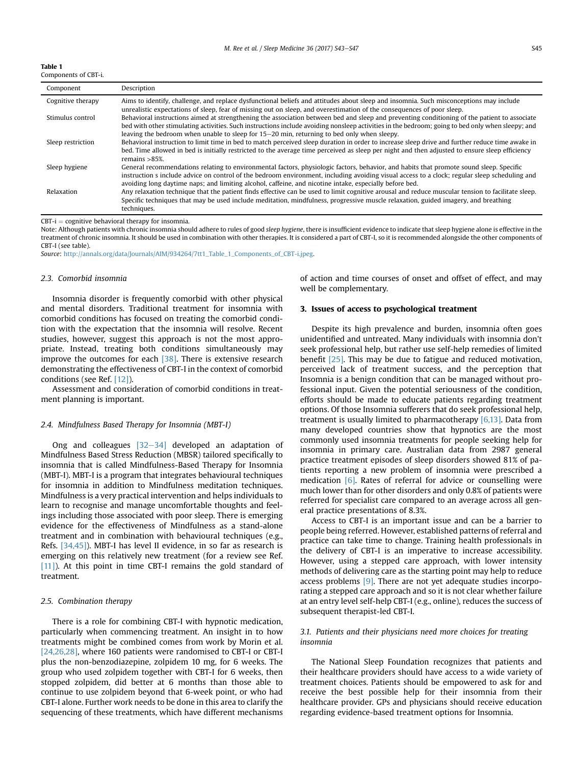**Table 1**
Components of CBT-i.

| Component | Description |
|---|---|
| Cognitive therapy | Aims to identify, challenge, and replace dysfunctional beliefs and attitudes about sleep and insomnia. Such misconceptions may include unrealistic expectations of sleep, fear of missing out on sleep, and overestimation of the consequences of poor sleep. |
| Stimulus control | Behavioral instructions aimed at strengthening the association between bed and sleep and preventing conditioning of the patient to associate bed with other stimulating activities. Such instructions include avoiding nonsleep activities in the bedroom; going to bed only when sleepy; and leaving the bedroom when unable to sleep for 15–20 min, returning to bed only when sleepy. |
| Sleep restriction | Behavioral instruction to limit time in bed to match perceived sleep duration in order to increase sleep drive and further reduce time awake in bed. Time allowed in bed is initially restricted to the average time perceived as sleep per night and then adjusted to ensure sleep efficiency remains >85%. |
| Sleep hygiene | General recommendations relating to environmental factors, physiologic factors, behavior, and habits that promote sound sleep. Specific instruction s include advice on control of the bedroom environment, including avoiding visual access to a clock; regular sleep scheduling and avoiding long daytime naps; and limiting alcohol, caffeine, and nicotine intake, especially before bed. |
| Relaxation | Any relaxation technique that the patient finds effective can be used to limit cognitive arousal and reduce muscular tension to facilitate sleep. Specific techniques that may be used include meditation, mindfulness, progressive muscle relaxation, guided imagery, and breathing techniques. |

CBT-i = cognitive behavioral therapy for insomnia.
Note: Although patients with chronic insomnia should adhere to rules of good *sleep hygiene*, there is insufficient evidence to indicate that sleep hygiene alone is effective in the treatment of chronic insomnia. It should be used in combination with other therapies. It is considered a part of CBT-I, so it is recommended alongside the other components of CBT-I (see table).
*Source*: http://annals.org/data/Journals/AIM/934264/7tt1_Table_1_Components_of_CBT-i.jpeg.

### 2.3. Comorbid insomnia

Insomnia disorder is frequently comorbid with other physical and mental disorders. Traditional treatment for insomnia with comorbid conditions has focused on treating the comorbid condition with the expectation that the insomnia will resolve. Recent studies, however, suggest this approach is not the most appropriate. Instead, treating both conditions simultaneously may improve the outcomes for each [38]. There is extensive research demonstrating the effectiveness of CBT-I in the context of comorbid conditions (see Ref. [12]).

Assessment and consideration of comorbid conditions in treatment planning is important.

### 2.4. Mindfulness Based Therapy for Insomnia (MBT-I)

Ong and colleagues [32–34] developed an adaptation of Mindfulness Based Stress Reduction (MBSR) tailored specifically to insomnia that is called Mindfulness-Based Therapy for Insomnia (MBT-I). MBT-I is a program that integrates behavioural techniques for insomnia in addition to Mindfulness meditation techniques. Mindfulness is a very practical intervention and helps individuals to learn to recognise and manage uncomfortable thoughts and feelings including those associated with poor sleep. There is emerging evidence for the effectiveness of Mindfulness as a stand-alone treatment and in combination with behavioural techniques (e.g., Refs. [34,45]). MBT-I has level II evidence, in so far as research is emerging on this relatively new treatment (for a review see Ref. [11]). At this point in time CBT-I remains the gold standard of treatment.

### 2.5. Combination therapy

There is a role for combining CBT-I with hypnotic medication, particularly when commencing treatment. An insight in to how treatments might be combined comes from work by Morin et al. [24,26,28], where 160 patients were randomised to CBT-I or CBT-I plus the non-benzodiazepine, zolpidem 10 mg, for 6 weeks. The group who used zolpidem together with CBT-I for 6 weeks, then stopped zolpidem, did better at 6 months than those able to continue to use zolpidem beyond that 6-week point, or who had CBT-I alone. Further work needs to be done in this area to clarify the sequencing of these treatments, which have different mechanisms of action and time courses of onset and offset of effect, and may well be complementary.

## 3. Issues of access to psychological treatment

Despite its high prevalence and burden, insomnia often goes unidentified and untreated. Many individuals with insomnia don't seek professional help, but rather use self-help remedies of limited benefit [25]. This may be due to fatigue and reduced motivation, perceived lack of treatment success, and the perception that Insomnia is a benign condition that can be managed without professional input. Given the potential seriousness of the condition, efforts should be made to educate patients regarding treatment options. Of those Insomnia sufferers that do seek professional help, treatment is usually limited to pharmacotherapy [6,13]. Data from many developed countries show that hypnotics are the most commonly used insomnia treatments for people seeking help for insomnia in primary care. Australian data from 2987 general practice treatment episodes of sleep disorders showed 81% of patients reporting a new problem of insomnia were prescribed a medication [6]. Rates of referral for advice or counselling were much lower than for other disorders and only 0.8% of patients were referred for specialist care compared to an average across all general practice presentations of 8.3%.

Access to CBT-I is an important issue and can be a barrier to people being referred. However, established patterns of referral and practice can take time to change. Training health professionals in the delivery of CBT-I is an imperative to increase accessibility. However, using a stepped care approach, with lower intensity methods of delivering care as the starting point may help to reduce access problems [9]. There are not yet adequate studies incorporating a stepped care approach and so it is not clear whether failure at an entry level self-help CBT-I (e.g., online), reduces the success of subsequent therapist-led CBT-I.

### 3.1. Patients and their physicians need more choices for treating insomnia

The National Sleep Foundation recognizes that patients and their healthcare providers should have access to a wide variety of treatment choices. Patients should be empowered to ask for and receive the best possible help for their insomnia from their healthcare provider. GPs and physicians should receive education regarding evidence-based treatment options for Insomnia.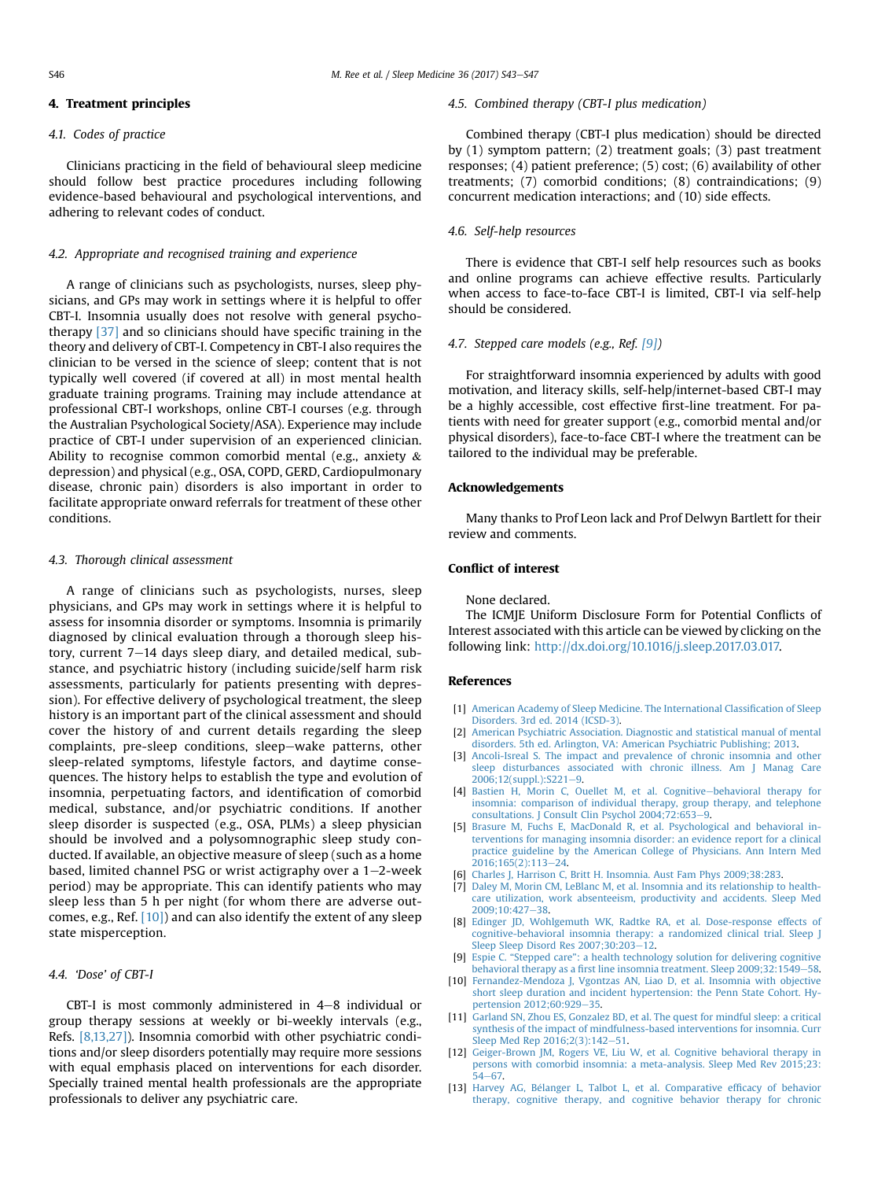## 4. Treatment principles

### 4.1. Codes of practice

Clinicians practicing in the field of behavioural sleep medicine should follow best practice procedures including following evidence-based behavioural and psychological interventions, and adhering to relevant codes of conduct.

### 4.2. Appropriate and recognised training and experience

A range of clinicians such as psychologists, nurses, sleep physicians, and GPs may work in settings where it is helpful to offer CBT-I. Insomnia usually does not resolve with general psychotherapy [37] and so clinicians should have specific training in the theory and delivery of CBT-I. Competency in CBT-I also requires the clinician to be versed in the science of sleep; content that is not typically well covered (if covered at all) in most mental health graduate training programs. Training may include attendance at professional CBT-I workshops, online CBT-I courses (e.g. through the Australian Psychological Society/ASA). Experience may include practice of CBT-I under supervision of an experienced clinician. Ability to recognise common comorbid mental (e.g., anxiety & depression) and physical (e.g., OSA, COPD, GERD, Cardiopulmonary disease, chronic pain) disorders is also important in order to facilitate appropriate onward referrals for treatment of these other conditions.

### 4.3. Thorough clinical assessment

A range of clinicians such as psychologists, nurses, sleep physicians, and GPs may work in settings where it is helpful to assess for insomnia disorder or symptoms. Insomnia is primarily diagnosed by clinical evaluation through a thorough sleep history, current 7–14 days sleep diary, and detailed medical, substance, and psychiatric history (including suicide/self harm risk assessments, particularly for patients presenting with depression). For effective delivery of psychological treatment, the sleep history is an important part of the clinical assessment and should cover the history of and current details regarding the sleep complaints, pre-sleep conditions, sleep–wake patterns, other sleep-related symptoms, lifestyle factors, and daytime consequences. The history helps to establish the type and evolution of insomnia, perpetuating factors, and identification of comorbid medical, substance, and/or psychiatric conditions. If another sleep disorder is suspected (e.g., OSA, PLMs) a sleep physician should be involved and a polysomnographic sleep study conducted. If available, an objective measure of sleep (such as a home based, limited channel PSG or wrist actigraphy over a 1–2-week period) may be appropriate. This can identify patients who may sleep less than 5 h per night (for whom there are adverse outcomes, e.g., Ref. [10]) and can also identify the extent of any sleep state misperception.

### 4.4. 'Dose' of CBT-I

CBT-I is most commonly administered in 4–8 individual or group therapy sessions at weekly or bi-weekly intervals (e.g., Refs. [8,13,27]). Insomnia comorbid with other psychiatric conditions and/or sleep disorders potentially may require more sessions with equal emphasis placed on interventions for each disorder. Specially trained mental health professionals are the appropriate professionals to deliver any psychiatric care.

### 4.5. Combined therapy (CBT-I plus medication)

Combined therapy (CBT-I plus medication) should be directed by (1) symptom pattern; (2) treatment goals; (3) past treatment responses; (4) patient preference; (5) cost; (6) availability of other treatments; (7) comorbid conditions; (8) contraindications; (9) concurrent medication interactions; and (10) side effects.

### 4.6. Self-help resources

There is evidence that CBT-I self help resources such as books and online programs can achieve effective results. Particularly when access to face-to-face CBT-I is limited, CBT-I via self-help should be considered.

### 4.7. Stepped care models (e.g., Ref. [9])

For straightforward insomnia experienced by adults with good motivation, and literacy skills, self-help/internet-based CBT-I may be a highly accessible, cost effective first-line treatment. For patients with need for greater support (e.g., comorbid mental and/or physical disorders), face-to-face CBT-I where the treatment can be tailored to the individual may be preferable.

## Acknowledgements

Many thanks to Prof Leon lack and Prof Delwyn Bartlett for their review and comments.

## Conflict of interest

None declared.

The ICMJE Uniform Disclosure Form for Potential Conflicts of Interest associated with this article can be viewed by clicking on the following link: http://dx.doi.org/10.1016/j.sleep.2017.03.017.

## References

[1] American Academy of Sleep Medicine. The International Classification of Sleep Disorders. 3rd ed. 2014 (ICSD-3).

[2] American Psychiatric Association. Diagnostic and statistical manual of mental disorders. 5th ed. Arlington, VA: American Psychiatric Publishing; 2013.

[3] Ancoli-Isreal S. The impact and prevalence of chronic insomnia and other sleep disturbances associated with chronic illness. Am J Manag Care 2006;12(suppl.):S221–9.

[4] Bastien H, Morin C, Ouellet M, et al. Cognitive–behavioral therapy for insomnia: comparison of individual therapy, group therapy, and telephone consultations. J Consult Clin Psychol 2004;72:653–9.

[5] Brasure M, Fuchs E, MacDonald R, et al. Psychological and behavioral interventions for managing insomnia disorder: an evidence report for a clinical practice guideline by the American College of Physicians. Ann Intern Med 2016;165(2):113–24.

[6] Charles J, Harrison C, Britt H. Insomnia. Aust Fam Phys 2009;38:283.

[7] Daley M, Morin CM, LeBlanc M, et al. Insomnia and its relationship to health-care utilization, work absenteeism, productivity and accidents. Sleep Med 2009;10:427–38.

[8] Edinger JD, Wohlgemuth WK, Radtke RA, et al. Dose-response effects of cognitive-behavioral insomnia therapy: a randomized clinical trial. Sleep J Sleep Sleep Disord Res 2007;30:203–12.

[9] Espie C. "Stepped care": a health technology solution for delivering cognitive behavioral therapy as a first line insomnia treatment. Sleep 2009;32:1549–58.

[10] Fernandez-Mendoza J, Vgontzas AN, Liao D, et al. Insomnia with objective short sleep duration and incident hypertension: the Penn State Cohort. Hypertension 2012;60:929–35.

[11] Garland SN, Zhou ES, Gonzalez BD, et al. The quest for mindful sleep: a critical synthesis of the impact of mindfulness-based interventions for insomnia. Curr Sleep Med Rep 2016;2(3):142–51.

[12] Geiger-Brown JM, Rogers VE, Liu W, et al. Cognitive behavioral therapy in persons with comorbid insomnia: a meta-analysis. Sleep Med Rev 2015;23:54–67.

[13] Harvey AG, Bélanger L, Talbot L, et al. Comparative efficacy of behavior therapy, cognitive therapy, and cognitive behavior therapy for chronic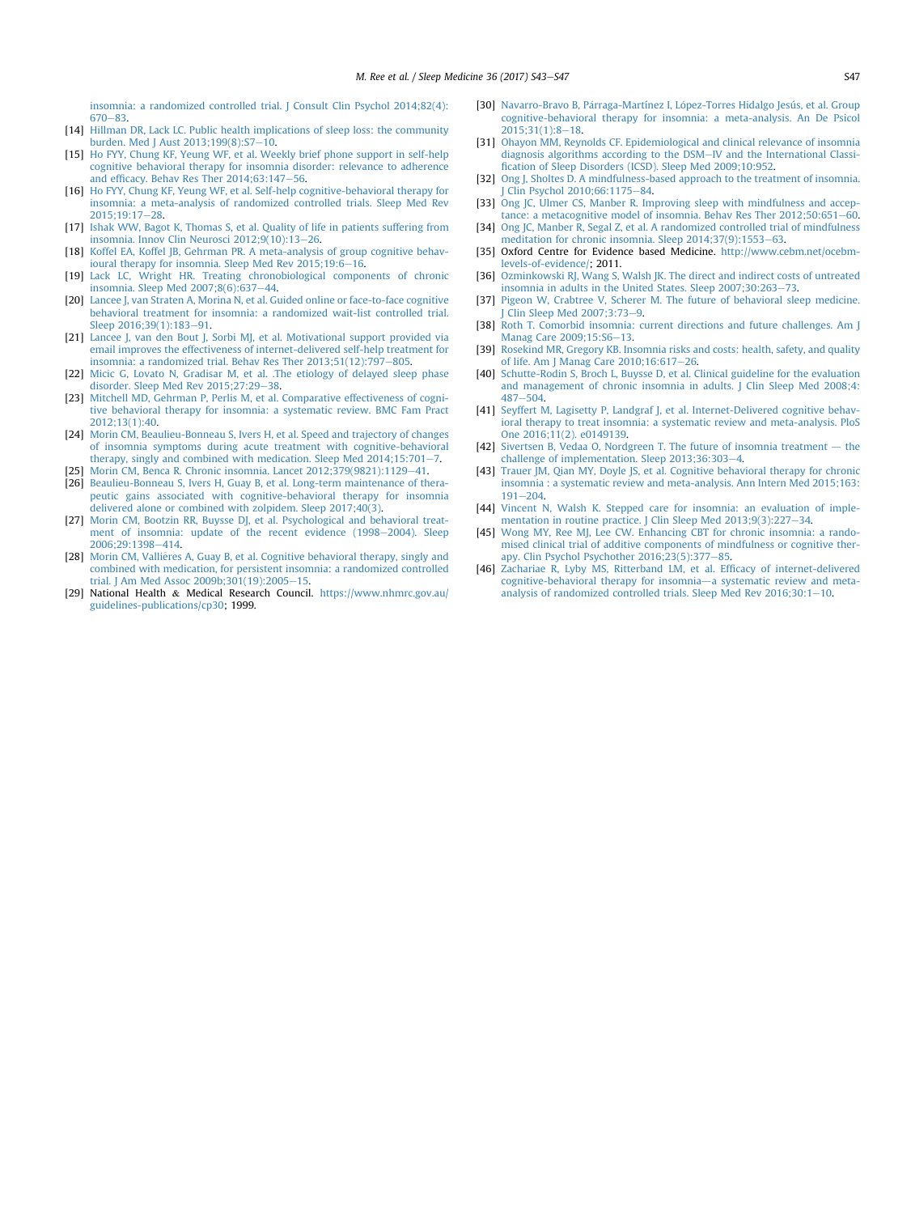insomnia: a randomized controlled trial. J Consult Clin Psychol 2014;82(4): 670–83.

[14] Hillman DR, Lack LC. Public health implications of sleep loss: the community burden. Med J Aust 2013;199(8):S7–10.

[15] Ho FYY, Chung KF, Yeung WF, et al. Weekly brief phone support in self-help cognitive behavioral therapy for insomnia disorder: relevance to adherence and efficacy. Behav Res Ther 2014;63:147–56.

[16] Ho FYY, Chung KF, Yeung WF, et al. Self-help cognitive-behavioral therapy for insomnia: a meta-analysis of randomized controlled trials. Sleep Med Rev 2015;19:17–28.

[17] Ishak WW, Bagot K, Thomas S, et al. Quality of life in patients suffering from insomnia. Innov Clin Neurosci 2012;9(10):13–26.

[18] Koffel EA, Koffel JB, Gehrman PR. A meta-analysis of group cognitive behavioural therapy for insomnia. Sleep Med Rev 2015;19:6–16.

[19] Lack LC, Wright HR. Treating chronobiological components of chronic insomnia. Sleep Med 2007;8(6):637–44.

[20] Lancee J, van Straten A, Morina N, et al. Guided online or face-to-face cognitive behavioral treatment for insomnia: a randomized wait-list controlled trial. Sleep 2016;39(1):183–91.

[21] Lancee J, van den Bout J, Sorbi MJ, et al. Motivational support provided via email improves the effectiveness of internet-delivered self-help treatment for insomnia: a randomized trial. Behav Res Ther 2013;51(12):797–805.

[22] Micic G, Lovato N, Gradisar M, et al. .The etiology of delayed sleep phase disorder. Sleep Med Rev 2015;27:29–38.

[23] Mitchell MD, Gehrman P, Perlis M, et al. Comparative effectiveness of cognitive behavioral therapy for insomnia: a systematic review. BMC Fam Pract 2012;13(1):40.

[24] Morin CM, Beaulieu-Bonneau S, Ivers H, et al. Speed and trajectory of changes of insomnia symptoms during acute treatment with cognitive-behavioral therapy, singly and combined with medication. Sleep Med 2014;15:701–7.

[25] Morin CM, Benca R. Chronic insomnia. Lancet 2012;379(9821):1129–41.

[26] Beaulieu-Bonneau S, Ivers H, Guay B, et al. Long-term maintenance of therapeutic gains associated with cognitive-behavioral therapy for insomnia delivered alone or combined with zolpidem. Sleep 2017;40(3).

[27] Morin CM, Bootzin RR, Buysse DJ, et al. Psychological and behavioral treatment of insomnia: update of the recent evidence (1998–2004). Sleep 2006;29:1398–414.

[28] Morin CM, Vallières A, Guay B, et al. Cognitive behavioral therapy, singly and combined with medication, for persistent insomnia: a randomized controlled trial. J Am Med Assoc 2009b;301(19):2005–15.

[29] National Health & Medical Research Council. https://www.nhmrc.gov.au/guidelines-publications/cp30; 1999.

[30] Navarro-Bravo B, Párraga-Martínez I, López-Torres Hidalgo Jesús, et al. Group cognitive-behavioral therapy for insomnia: a meta-analysis. An De Psicol 2015;31(1):8–18.

[31] Ohayon MM, Reynolds CF. Epidemiological and clinical relevance of insomnia diagnosis algorithms according to the DSM–IV and the International Classification of Sleep Disorders (ICSD). Sleep Med 2009;10:952.

[32] Ong J, Sholtes D. A mindfulness-based approach to the treatment of insomnia. J Clin Psychol 2010;66:1175–84.

[33] Ong JC, Ulmer CS, Manber R. Improving sleep with mindfulness and acceptance: a metacognitive model of insomnia. Behav Res Ther 2012;50:651–60.

[34] Ong JC, Manber R, Segal Z, et al. A randomized controlled trial of mindfulness meditation for chronic insomnia. Sleep 2014;37(9):1553–63.

[35] Oxford Centre for Evidence based Medicine. http://www.cebm.net/ocebm-levels-of-evidence/; 2011.

[36] Ozminkowski RJ, Wang S, Walsh JK. The direct and indirect costs of untreated insomnia in adults in the United States. Sleep 2007;30:263–73.

[37] Pigeon W, Crabtree V, Scherer M. The future of behavioral sleep medicine. J Clin Sleep Med 2007;3:73–9.

[38] Roth T. Comorbid insomnia: current directions and future challenges. Am J Manag Care 2009;15:S6–13.

[39] Rosekind MR, Gregory KB. Insomnia risks and costs: health, safety, and quality of life. Am J Manag Care 2010;16:617–26.

[40] Schutte-Rodin S, Broch L, Buysse D, et al. Clinical guideline for the evaluation and management of chronic insomnia in adults. J Clin Sleep Med 2008;4:487–504.

[41] Seyffert M, Lagisetty P, Landgraf J, et al. Internet-Delivered cognitive behavioral therapy to treat insomnia: a systematic review and meta-analysis. PloS One 2016;11(2). e0149139.

[42] Sivertsen B, Vedaa O, Nordgreen T. The future of insomnia treatment — the challenge of implementation. Sleep 2013;36:303–4.

[43] Trauer JM, Qian MY, Doyle JS, et al. Cognitive behavioral therapy for chronic insomnia : a systematic review and meta-analysis. Ann Intern Med 2015;163:191–204.

[44] Vincent N, Walsh K. Stepped care for insomnia: an evaluation of implementation in routine practice. J Clin Sleep Med 2013;9(3):227–34.

[45] Wong MY, Ree MJ, Lee CW. Enhancing CBT for chronic insomnia: a randomised clinical trial of additive components of mindfulness or cognitive therapy. Clin Psychol Psychother 2016;23(5):377–85.

[46] Zachariae R, Lyby MS, Ritterband LM, et al. Efficacy of internet-delivered cognitive-behavioral therapy for insomnia—a systematic review and meta-analysis of randomized controlled trials. Sleep Med Rev 2016;30:1–10.